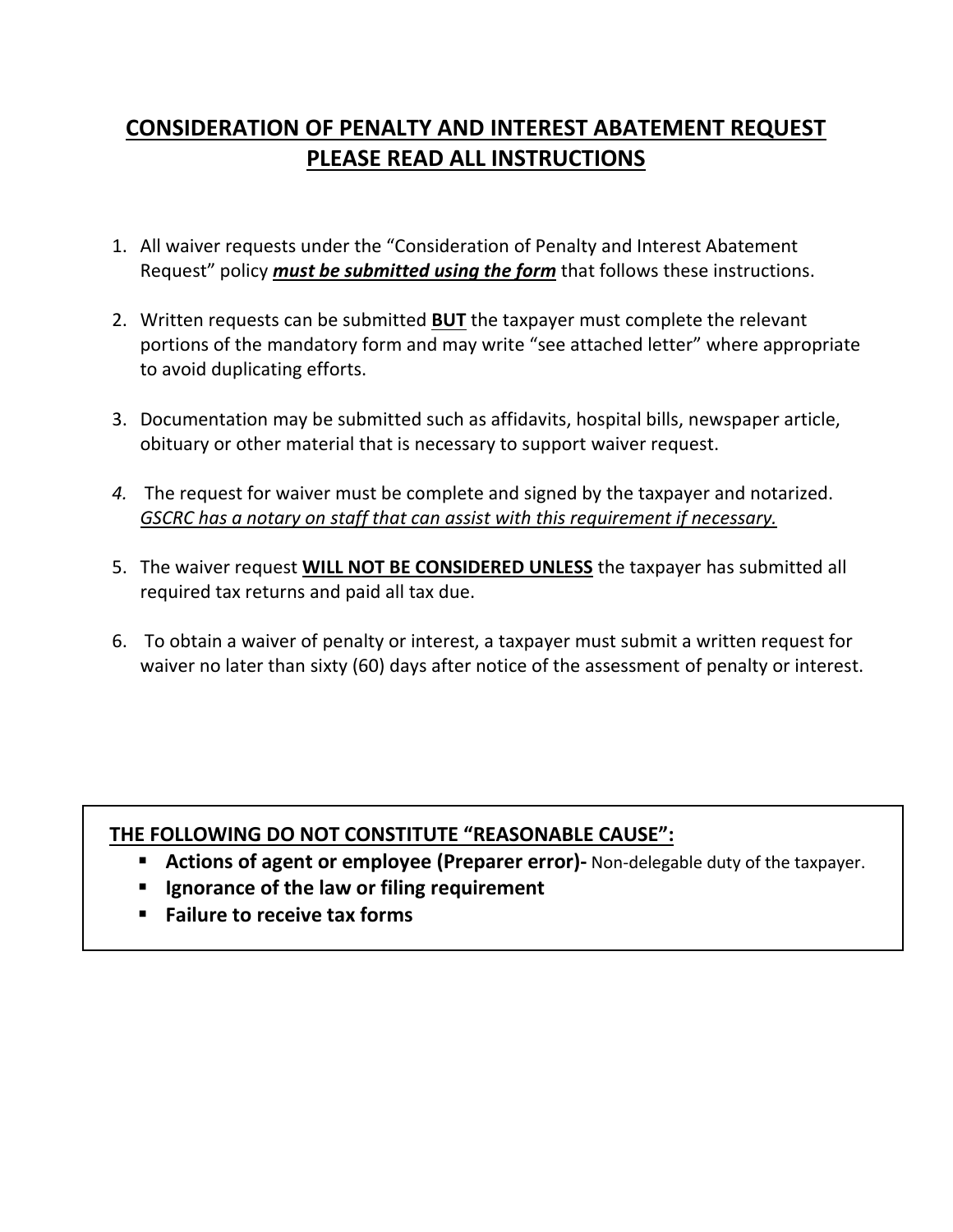## CONSIDERATION OF PENALTY AND INTEREST ABATEMENT REQUEST

## PLEASE READ ALL INSTRUCTIONS

1. All waiver requests under the "Consideration of Penalty and Interest Abatement Request" policy ***must be submitted using the form*** that follows these instructions.

2. Written requests can be submitted **BUT** the taxpayer must complete the relevant portions of the mandatory form and may write "see attached letter" where appropriate to avoid duplicating efforts.

3. Documentation may be submitted such as affidavits, hospital bills, newspaper article, obituary or other material that is necessary to support waiver request.

4. The request for waiver must be complete and signed by the taxpayer and notarized. *GSCRC has a notary on staff that can assist with this requirement if necessary.*

5. The waiver request **WILL NOT BE CONSIDERED UNLESS** the taxpayer has submitted all required tax returns and paid all tax due.

6. To obtain a waiver of penalty or interest, a taxpayer must submit a written request for waiver no later than sixty (60) days after notice of the assessment of penalty or interest.

**THE FOLLOWING DO NOT CONSTITUTE "REASONABLE CAUSE":**

- **Actions of agent or employee (Preparer error)-** Non-delegable duty of the taxpayer.
- **Ignorance of the law or filing requirement**
- **Failure to receive tax forms**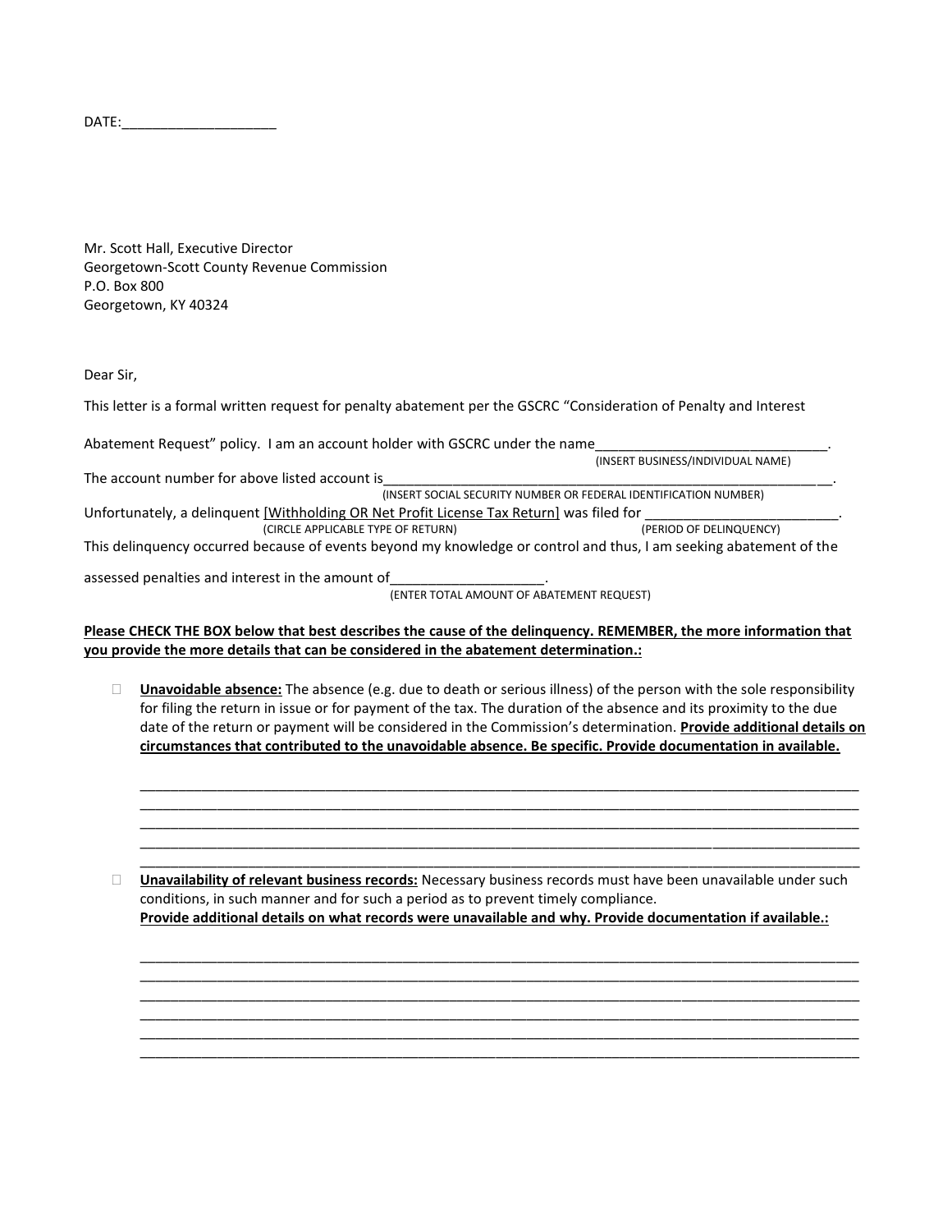DATE:____________________

Mr. Scott Hall, Executive Director
Georgetown-Scott County Revenue Commission
P.O. Box 800
Georgetown, KY 40324

Dear Sir,

This letter is a formal written request for penalty abatement per the GSCRC "Consideration of Penalty and Interest Abatement Request" policy. I am an account holder with GSCRC under the name_______________________________.
(INSERT BUSINESS/INDIVIDUAL NAME)

The account number for above listed account is______________________________________________________________.
(INSERT SOCIAL SECURITY NUMBER OR FEDERAL IDENTIFICATION NUMBER)

Unfortunately, a delinquent [Withholding OR Net Profit License Tax Return] was filed for __________________________.
(CIRCLE APPLICABLE TYPE OF RETURN) (PERIOD OF DELINQUENCY)

This delinquency occurred because of events beyond my knowledge or control and thus, I am seeking abatement of the assessed penalties and interest in the amount of____________________.
(ENTER TOTAL AMOUNT OF ABATEMENT REQUEST)

**Please CHECK THE BOX below that best describes the cause of the delinquency. REMEMBER, the more information that you provide the more details that can be considered in the abatement determination.:**

- ☐ **Unavoidable absence:** The absence (e.g. due to death or serious illness) of the person with the sole responsibility for filing the return in issue or for payment of the tax. The duration of the absence and its proximity to the due date of the return or payment will be considered in the Commission's determination. **Provide additional details on circumstances that contributed to the unavoidable absence. Be specific. Provide documentation in available.**

  ______________________________________________________________________________________________
  ______________________________________________________________________________________________
  ______________________________________________________________________________________________
  ______________________________________________________________________________________________
  ______________________________________________________________________________________________

- ☐ **Unavailability of relevant business records:** Necessary business records must have been unavailable under such conditions, in such manner and for such a period as to prevent timely compliance.
  **Provide additional details on what records were unavailable and why. Provide documentation if available.:**

  ______________________________________________________________________________________________
  ______________________________________________________________________________________________
  ______________________________________________________________________________________________
  ______________________________________________________________________________________________
  ______________________________________________________________________________________________
  ______________________________________________________________________________________________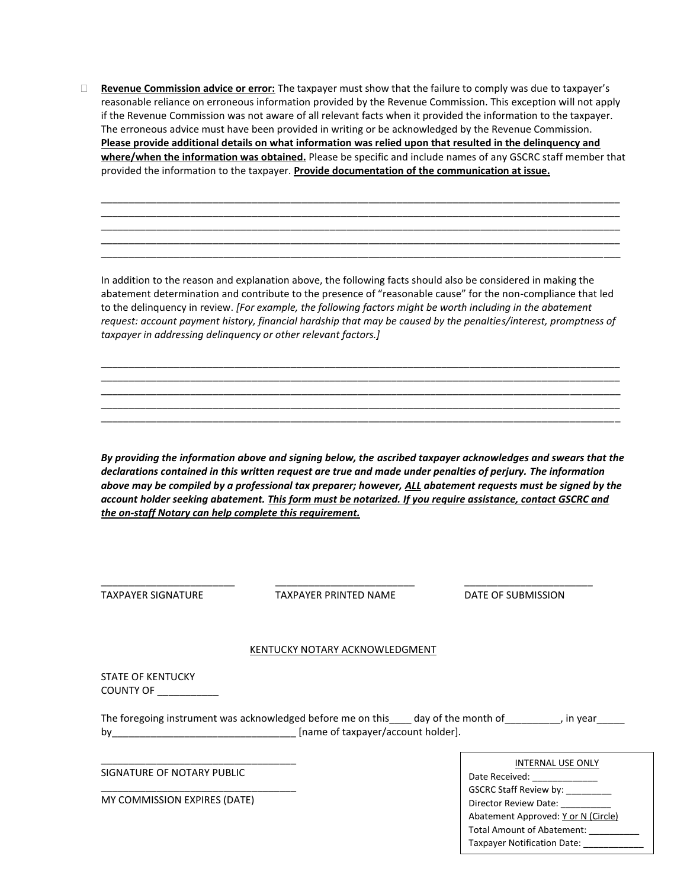☐ **Revenue Commission advice or error:** The taxpayer must show that the failure to comply was due to taxpayer's reasonable reliance on erroneous information provided by the Revenue Commission. This exception will not apply if the Revenue Commission was not aware of all relevant facts when it provided the information to the taxpayer. The erroneous advice must have been provided in writing or be acknowledged by the Revenue Commission. **Please provide additional details on what information was relied upon that resulted in the delinquency and where/when the information was obtained.** Please be specific and include names of any GSCRC staff member that provided the information to the taxpayer. **Provide documentation of the communication at issue.**

_______________________________________________________________________________________________
_______________________________________________________________________________________________
_______________________________________________________________________________________________
_______________________________________________________________________________________________
_______________________________________________________________________________________________

In addition to the reason and explanation above, the following facts should also be considered in making the abatement determination and contribute to the presence of "reasonable cause" for the non-compliance that led to the delinquency in review. *[For example, the following factors might be worth including in the abatement request: account payment history, financial hardship that may be caused by the penalties/interest, promptness of taxpayer in addressing delinquency or other relevant factors.]*

_______________________________________________________________________________________________
_______________________________________________________________________________________________
_______________________________________________________________________________________________
_______________________________________________________________________________________________
_______________________________________________________________________________________________

***By providing the information above and signing below, the ascribed taxpayer acknowledges and swears that the declarations contained in this written request are true and made under penalties of perjury. The information above may be compiled by a professional tax preparer; however, ALL abatement requests must be signed by the account holder seeking abatement. This form must be notarized. If you require assistance, contact GSCRC and the on-staff Notary can help complete this requirement.***

________________________ ________________________ ________________________

TAXPAYER SIGNATURE TAXPAYER PRINTED NAME DATE OF SUBMISSION

KENTUCKY NOTARY ACKNOWLEDGMENT

STATE OF KENTUCKY
COUNTY OF ___________

The foregoing instrument was acknowledged before me on this____ day of the month of__________, in year_____ by________________________________ [name of taxpayer/account holder].

___________________________________
SIGNATURE OF NOTARY PUBLIC

___________________________________
MY COMMISSION EXPIRES (DATE)

INTERNAL USE ONLY
Date Received: _____________
GSCRC Staff Review by: _________
Director Review Date: __________
Abatement Approved: Y or N (Circle)
Total Amount of Abatement: __________
Taxpayer Notification Date: ____________